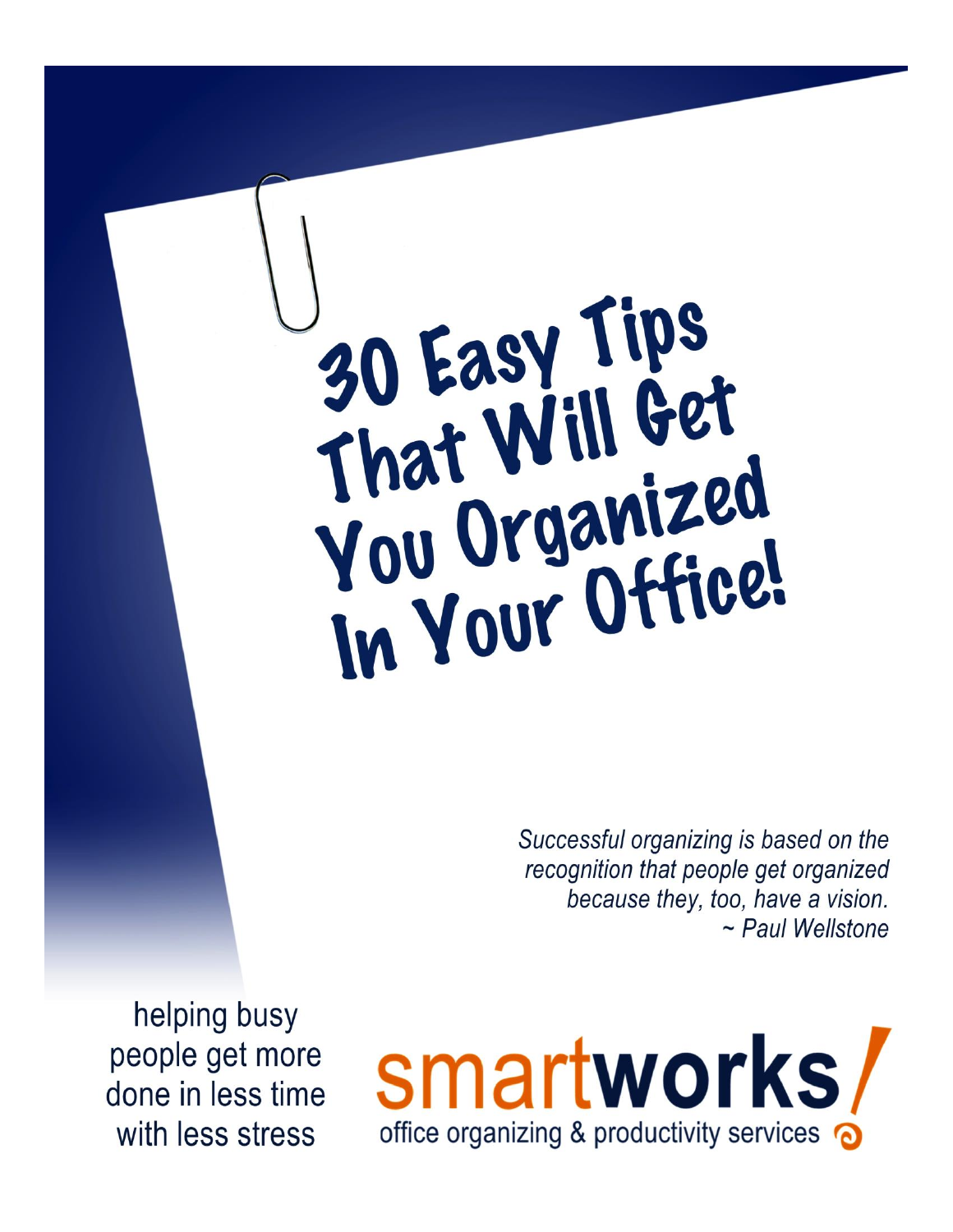# 30 Easy Tips That Will Get You Organized In Your Office!

*Successful organizing is based on the recognition that people get organized because they, too, have a vision.*
*~ Paul Wellstone*

helping busy people get more done in less time with less stress

**smartworks!**
office organizing & productivity services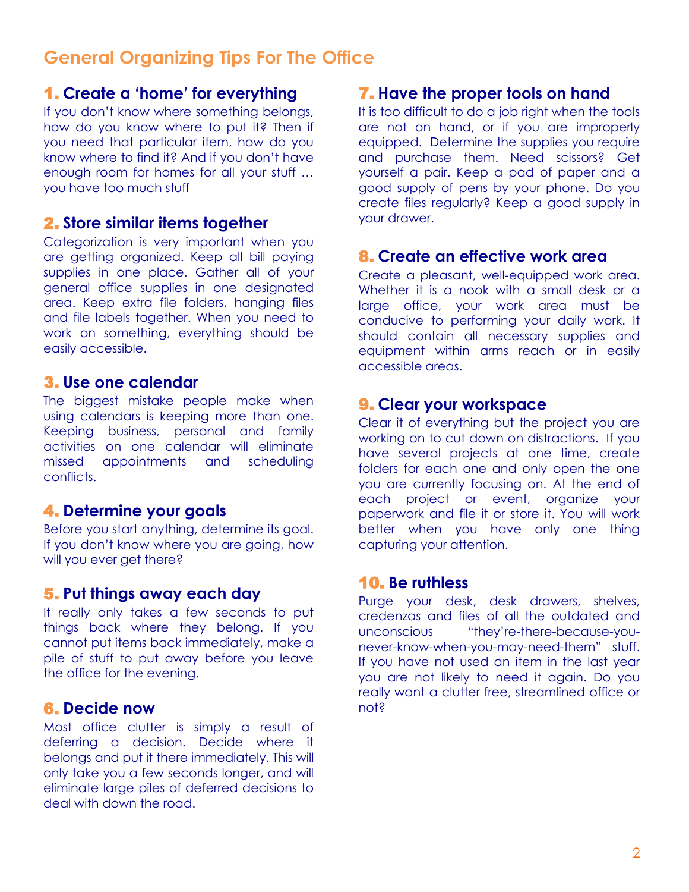# General Organizing Tips For The Office

## 1. Create a 'home' for everything

If you don't know where something belongs, how do you know where to put it? Then if you need that particular item, how do you know where to find it? And if you don't have enough room for homes for all your stuff … you have too much stuff

## 2. Store similar items together

Categorization is very important when you are getting organized. Keep all bill paying supplies in one place. Gather all of your general office supplies in one designated area. Keep extra file folders, hanging files and file labels together. When you need to work on something, everything should be easily accessible.

## 3. Use one calendar

The biggest mistake people make when using calendars is keeping more than one. Keeping business, personal and family activities on one calendar will eliminate missed appointments and scheduling conflicts.

## 4. Determine your goals

Before you start anything, determine its goal. If you don't know where you are going, how will you ever get there?

## 5. Put things away each day

It really only takes a few seconds to put things back where they belong. If you cannot put items back immediately, make a pile of stuff to put away before you leave the office for the evening.

## 6. Decide now

Most office clutter is simply a result of deferring a decision. Decide where it belongs and put it there immediately. This will only take you a few seconds longer, and will eliminate large piles of deferred decisions to deal with down the road.

## 7. Have the proper tools on hand

It is too difficult to do a job right when the tools are not on hand, or if you are improperly equipped. Determine the supplies you require and purchase them. Need scissors? Get yourself a pair. Keep a pad of paper and a good supply of pens by your phone. Do you create files regularly? Keep a good supply in your drawer.

## 8. Create an effective work area

Create a pleasant, well-equipped work area. Whether it is a nook with a small desk or a large office, your work area must be conducive to performing your daily work. It should contain all necessary supplies and equipment within arms reach or in easily accessible areas.

## 9. Clear your workspace

Clear it of everything but the project you are working on to cut down on distractions. If you have several projects at one time, create folders for each one and only open the one you are currently focusing on. At the end of each project or event, organize your paperwork and file it or store it. You will work better when you have only one thing capturing your attention.

## 10. Be ruthless

Purge your desk, desk drawers, shelves, credenzas and files of all the outdated and unconscious "they're-there-because-you-never-know-when-you-may-need-them" stuff. If you have not used an item in the last year you are not likely to need it again. Do you really want a clutter free, streamlined office or not?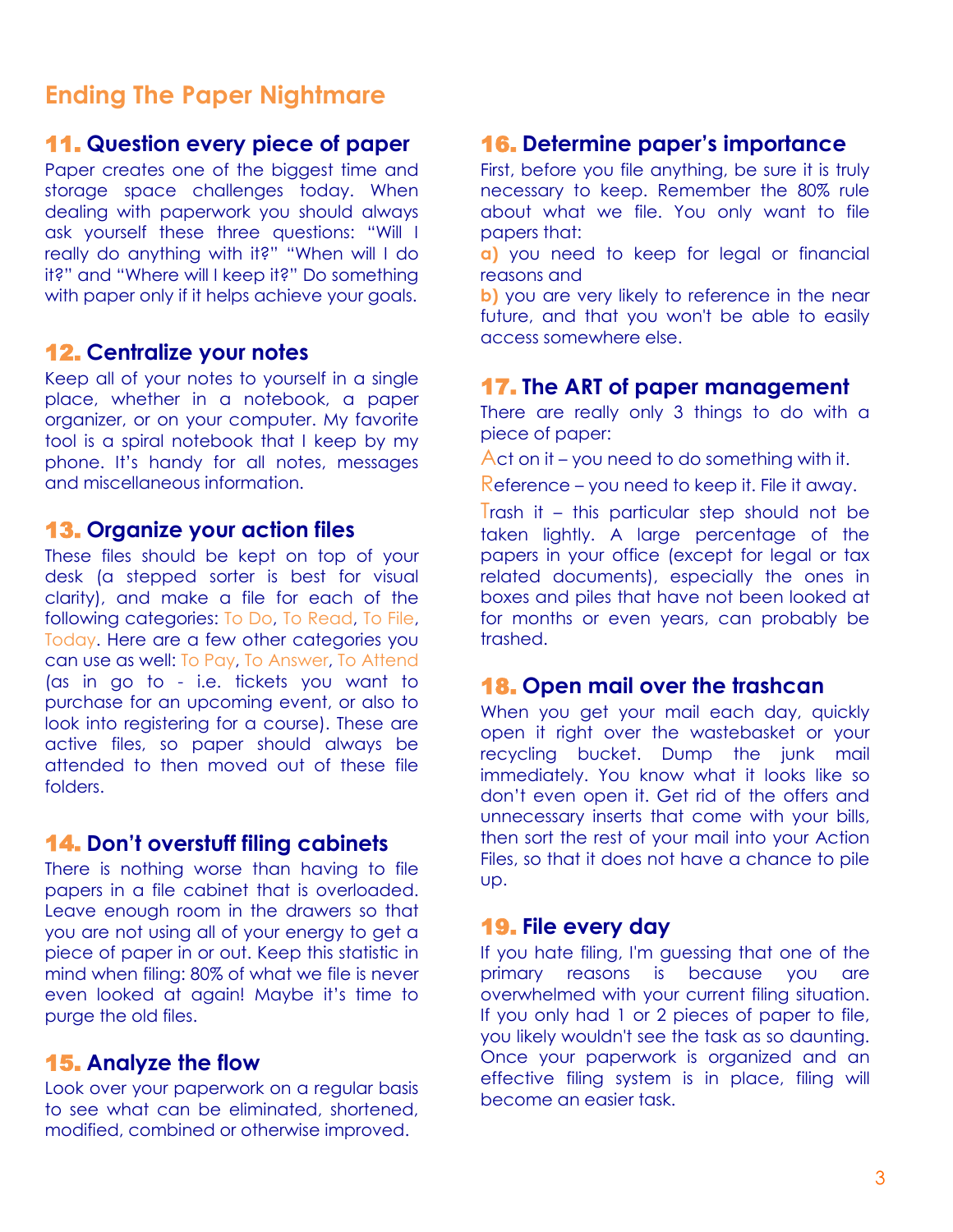# Ending The Paper Nightmare

## 11. Question every piece of paper

Paper creates one of the biggest time and storage space challenges today. When dealing with paperwork you should always ask yourself these three questions: "Will I really do anything with it?" "When will I do it?" and "Where will I keep it?" Do something with paper only if it helps achieve your goals.

## 12. Centralize your notes

Keep all of your notes to yourself in a single place, whether in a notebook, a paper organizer, or on your computer. My favorite tool is a spiral notebook that I keep by my phone. It's handy for all notes, messages and miscellaneous information.

## 13. Organize your action files

These files should be kept on top of your desk (a stepped sorter is best for visual clarity), and make a file for each of the following categories: To Do, To Read, To File, Today. Here are a few other categories you can use as well: To Pay, To Answer, To Attend (as in go to - i.e. tickets you want to purchase for an upcoming event, or also to look into registering for a course). These are active files, so paper should always be attended to then moved out of these file folders.

## 14. Don't overstuff filing cabinets

There is nothing worse than having to file papers in a file cabinet that is overloaded. Leave enough room in the drawers so that you are not using all of your energy to get a piece of paper in or out. Keep this statistic in mind when filing: 80% of what we file is never even looked at again! Maybe it's time to purge the old files.

## 15. Analyze the flow

Look over your paperwork on a regular basis to see what can be eliminated, shortened, modified, combined or otherwise improved.

## 16. Determine paper's importance

First, before you file anything, be sure it is truly necessary to keep. Remember the 80% rule about what we file. You only want to file papers that:

**a)** you need to keep for legal or financial reasons and

**b)** you are very likely to reference in the near future, and that you won't be able to easily access somewhere else.

## 17. The ART of paper management

There are really only 3 things to do with a piece of paper:

Act on it – you need to do something with it.

Reference – you need to keep it. File it away.

Trash it – this particular step should not be taken lightly. A large percentage of the papers in your office (except for legal or tax related documents), especially the ones in boxes and piles that have not been looked at for months or even years, can probably be trashed.

## 18. Open mail over the trashcan

When you get your mail each day, quickly open it right over the wastebasket or your recycling bucket. Dump the junk mail immediately. You know what it looks like so don't even open it. Get rid of the offers and unnecessary inserts that come with your bills, then sort the rest of your mail into your Action Files, so that it does not have a chance to pile up.

## 19. File every day

If you hate filing, I'm guessing that one of the primary reasons is because you are overwhelmed with your current filing situation. If you only had 1 or 2 pieces of paper to file, you likely wouldn't see the task as so daunting. Once your paperwork is organized and an effective filing system is in place, filing will become an easier task.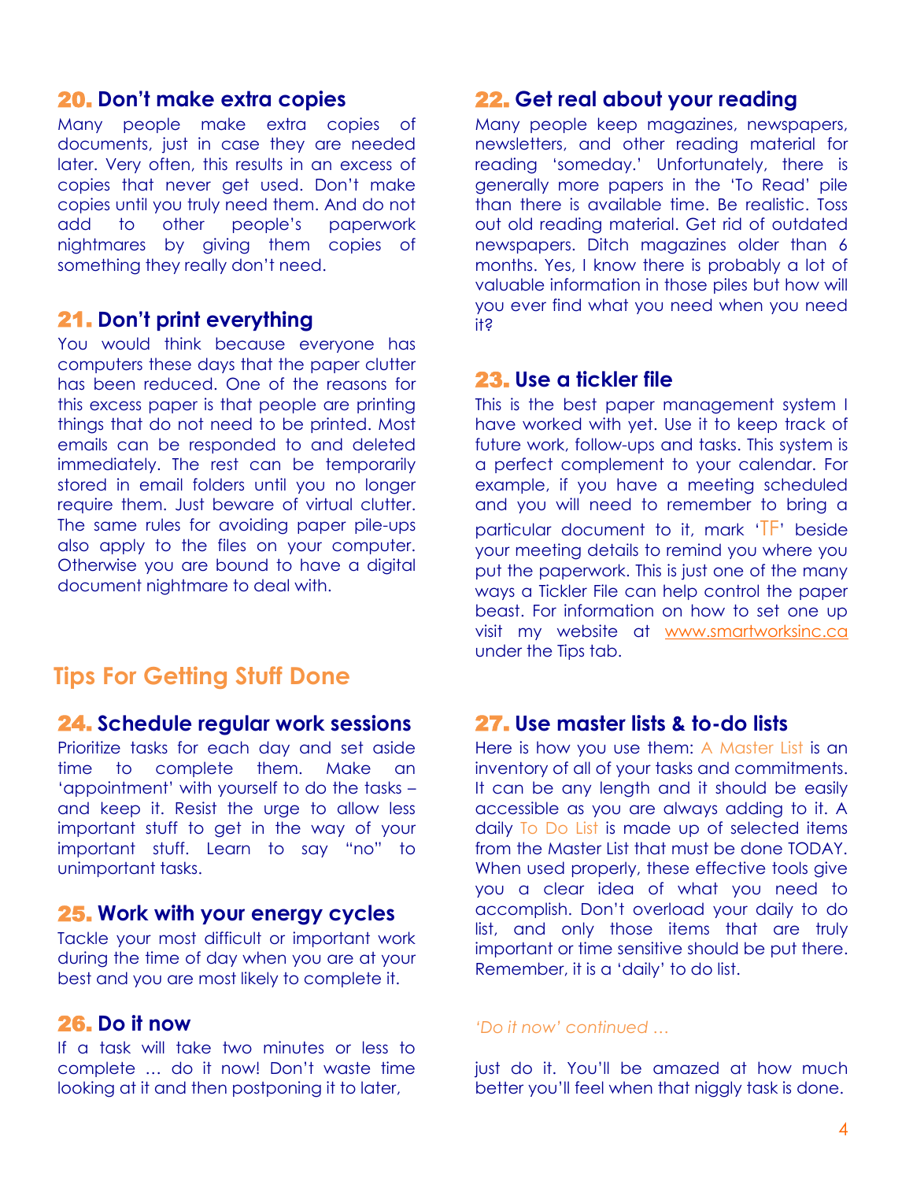### 20. Don't make extra copies

Many people make extra copies of documents, just in case they are needed later. Very often, this results in an excess of copies that never get used. Don't make copies until you truly need them. And do not add to other people's paperwork nightmares by giving them copies of something they really don't need.

### 21. Don't print everything

You would think because everyone has computers these days that the paper clutter has been reduced. One of the reasons for this excess paper is that people are printing things that do not need to be printed. Most emails can be responded to and deleted immediately. The rest can be temporarily stored in email folders until you no longer require them. Just beware of virtual clutter. The same rules for avoiding paper pile-ups also apply to the files on your computer. Otherwise you are bound to have a digital document nightmare to deal with.

### 22. Get real about your reading

Many people keep magazines, newspapers, newsletters, and other reading material for reading 'someday.' Unfortunately, there is generally more papers in the 'To Read' pile than there is available time. Be realistic. Toss out old reading material. Get rid of outdated newspapers. Ditch magazines older than 6 months. Yes, I know there is probably a lot of valuable information in those piles but how will you ever find what you need when you need it?

### 23. Use a tickler file

This is the best paper management system I have worked with yet. Use it to keep track of future work, follow-ups and tasks. This system is a perfect complement to your calendar. For example, if you have a meeting scheduled and you will need to remember to bring a particular document to it, mark 'TF' beside your meeting details to remind you where you put the paperwork. This is just one of the many ways a Tickler File can help control the paper beast. For information on how to set one up visit my website at www.smartworksinc.ca under the Tips tab.

## Tips For Getting Stuff Done

### 24. Schedule regular work sessions

Prioritize tasks for each day and set aside time to complete them. Make an 'appointment' with yourself to do the tasks – and keep it. Resist the urge to allow less important stuff to get in the way of your important stuff. Learn to say "no" to unimportant tasks.

### 25. Work with your energy cycles

Tackle your most difficult or important work during the time of day when you are at your best and you are most likely to complete it.

### 26. Do it now

If a task will take two minutes or less to complete … do it now! Don't waste time looking at it and then postponing it to later, just do it. You'll be amazed at how much better you'll feel when that niggly task is done.

### 27. Use master lists & to-do lists

Here is how you use them: A Master List is an inventory of all of your tasks and commitments. It can be any length and it should be easily accessible as you are always adding to it. A daily To Do List is made up of selected items from the Master List that must be done TODAY. When used properly, these effective tools give you a clear idea of what you need to accomplish. Don't overload your daily to do list, and only those items that are truly important or time sensitive should be put there. Remember, it is a 'daily' to do list.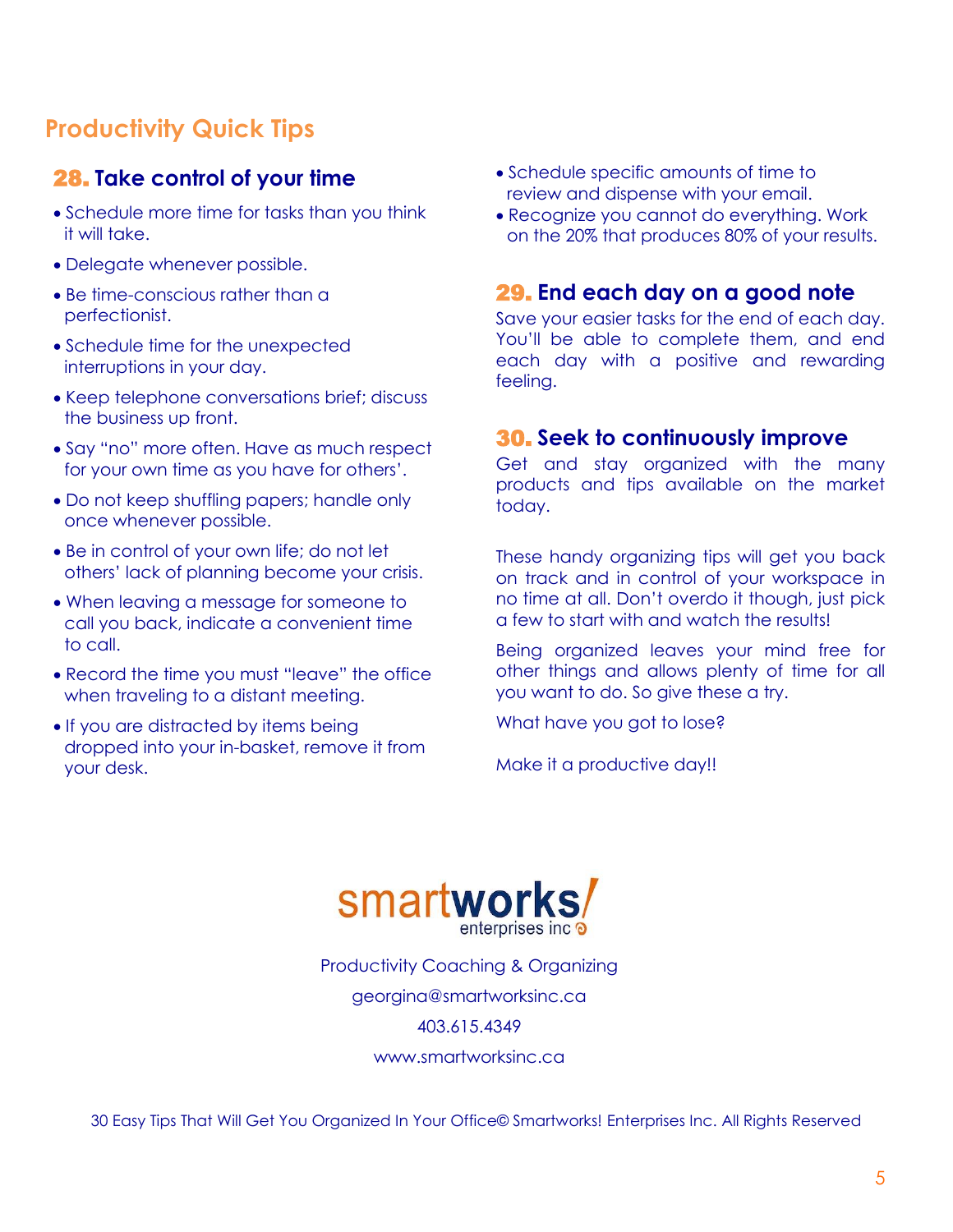## Productivity Quick Tips

### 28. Take control of your time

- Schedule more time for tasks than you think it will take.
- Delegate whenever possible.
- Be time-conscious rather than a perfectionist.
- Schedule time for the unexpected interruptions in your day.
- Keep telephone conversations brief; discuss the business up front.
- Say "no" more often. Have as much respect for your own time as you have for others'.
- Do not keep shuffling papers; handle only once whenever possible.
- Be in control of your own life; do not let others' lack of planning become your crisis.
- When leaving a message for someone to call you back, indicate a convenient time to call.
- Record the time you must "leave" the office when traveling to a distant meeting.
- If you are distracted by items being dropped into your in-basket, remove it from your desk.
- Schedule specific amounts of time to review and dispense with your email.
- Recognize you cannot do everything. Work on the 20% that produces 80% of your results.

### 29. End each day on a good note

Save your easier tasks for the end of each day. You'll be able to complete them, and end each day with a positive and rewarding feeling.

### 30. Seek to continuously improve

Get and stay organized with the many products and tips available on the market today.

These handy organizing tips will get you back on track and in control of your workspace in no time at all. Don't overdo it though, just pick a few to start with and watch the results!

Being organized leaves your mind free for other things and allows plenty of time for all you want to do. So give these a try.

What have you got to lose?

Make it a productive day!!

smartworks/ enterprises inc

Productivity Coaching & Organizing

georgina@smartworksinc.ca

403.615.4349

www.smartworksinc.ca

30 Easy Tips That Will Get You Organized In Your Office© Smartworks! Enterprises Inc. All Rights Reserved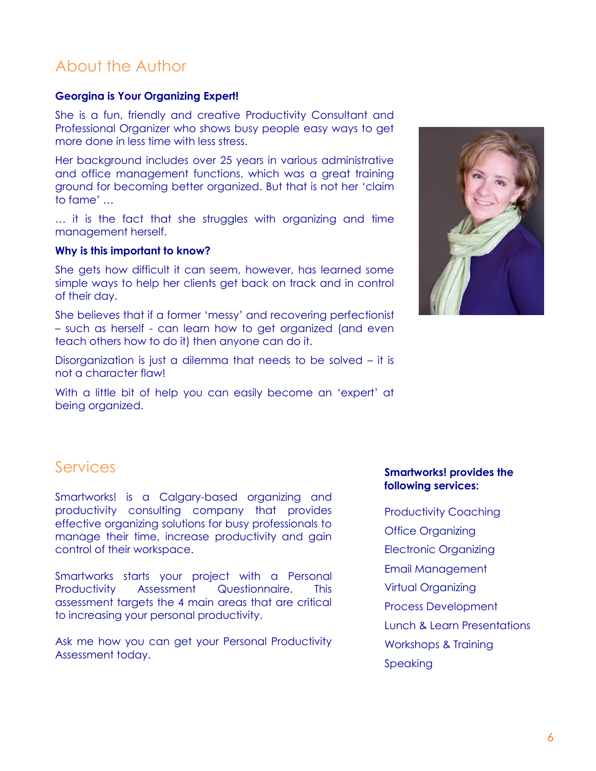## About the Author

**Georgina is Your Organizing Expert!**

She is a fun, friendly and creative Productivity Consultant and Professional Organizer who shows busy people easy ways to get more done in less time with less stress.

Her background includes over 25 years in various administrative and office management functions, which was a great training ground for becoming better organized. But that is not her 'claim to fame' …

… it is the fact that she struggles with organizing and time management herself.

**Why is this important to know?**

She gets how difficult it can seem, however, has learned some simple ways to help her clients get back on track and in control of their day.

She believes that if a former 'messy' and recovering perfectionist – such as herself - can learn how to get organized (and even teach others how to do it) then anyone can do it.

Disorganization is just a dilemma that needs to be solved – it is not a character flaw!

With a little bit of help you can easily become an 'expert' at being organized.

## Services

Smartworks! is a Calgary-based organizing and productivity consulting company that provides effective organizing solutions for busy professionals to manage their time, increase productivity and gain control of their workspace.

Smartworks starts your project with a Personal Productivity Assessment Questionnaire. This assessment targets the 4 main areas that are critical to increasing your personal productivity.

Ask me how you can get your Personal Productivity Assessment today.

**Smartworks! provides the following services:**

- Productivity Coaching
- Office Organizing
- Electronic Organizing
- Email Management
- Virtual Organizing
- Process Development
- Lunch & Learn Presentations
- Workshops & Training
- Speaking